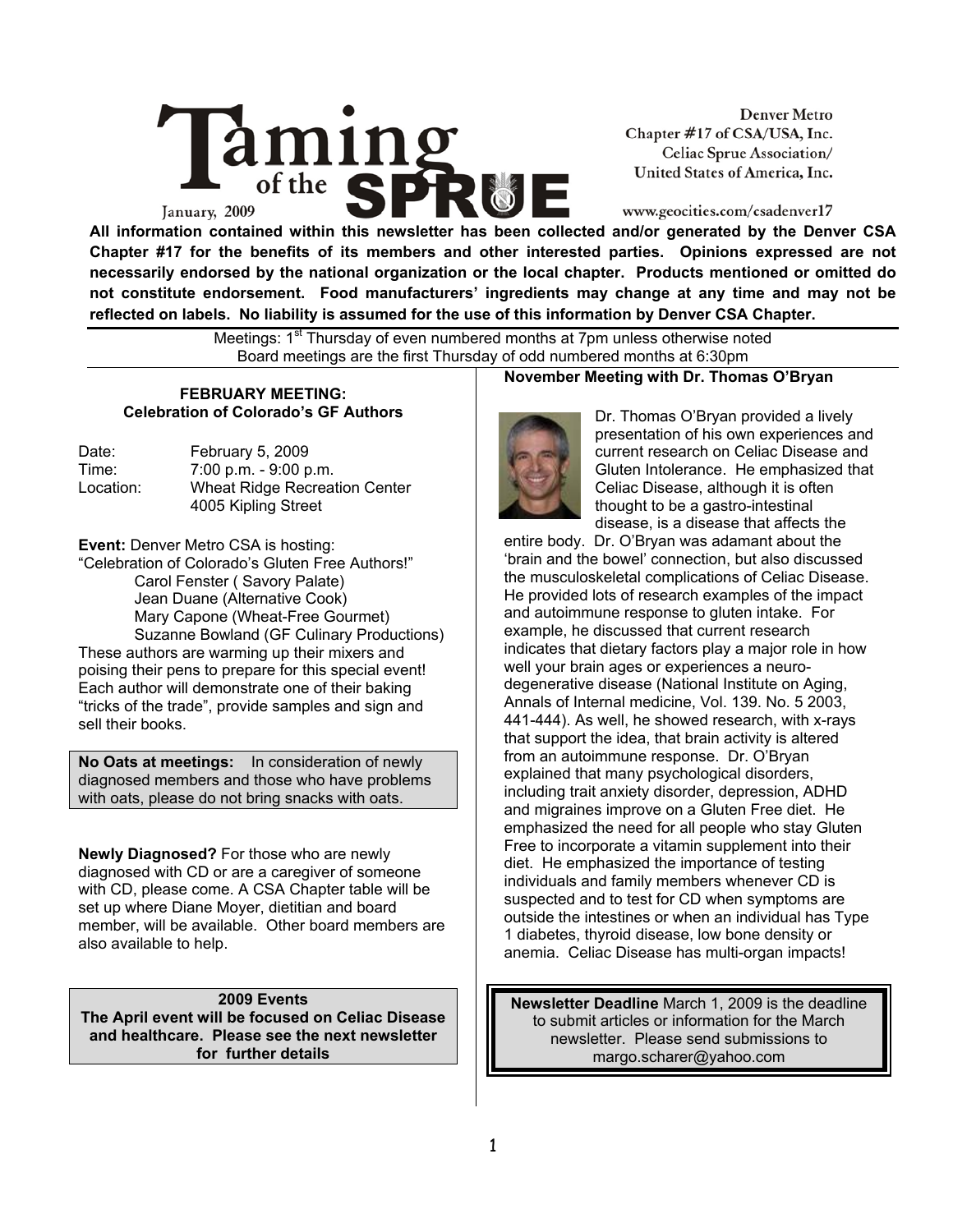# Taming of the SPRUE

January, 2009

Denver Metro
Chapter #17 of CSA/USA, Inc.
Celiac Sprue Association/
United States of America, Inc.

www.geocities.com/csadenver17

**All information contained within this newsletter has been collected and/or generated by the Denver CSA Chapter #17 for the benefits of its members and other interested parties. Opinions expressed are not necessarily endorsed by the national organization or the local chapter. Products mentioned or omitted do not constitute endorsement. Food manufacturers' ingredients may change at any time and may not be reflected on labels. No liability is assumed for the use of this information by Denver CSA Chapter.**

Meetings: 1st Thursday of even numbered months at 7pm unless otherwise noted
Board meetings are the first Thursday of odd numbered months at 6:30pm

### FEBRUARY MEETING: Celebration of Colorado's GF Authors

Date: February 5, 2009
Time: 7:00 p.m. - 9:00 p.m.
Location: Wheat Ridge Recreation Center
4005 Kipling Street

**Event:** Denver Metro CSA is hosting:
"Celebration of Colorado's Gluten Free Authors!"

- Carol Fenster ( Savory Palate)
- Jean Duane (Alternative Cook)
- Mary Capone (Wheat-Free Gourmet)
- Suzanne Bowland (GF Culinary Productions)

These authors are warming up their mixers and poising their pens to prepare for this special event! Each author will demonstrate one of their baking "tricks of the trade", provide samples and sign and sell their books.

**No Oats at meetings:** In consideration of newly diagnosed members and those who have problems with oats, please do not bring snacks with oats.

**Newly Diagnosed?** For those who are newly diagnosed with CD or are a caregiver of someone with CD, please come. A CSA Chapter table will be set up where Diane Moyer, dietitian and board member, will be available. Other board members are also available to help.

**2009 Events**
**The April event will be focused on Celiac Disease and healthcare. Please see the next newsletter for further details**

### November Meeting with Dr. Thomas O'Bryan

Dr. Thomas O'Bryan provided a lively presentation of his own experiences and current research on Celiac Disease and Gluten Intolerance. He emphasized that Celiac Disease, although it is often thought to be a gastro-intestinal disease, is a disease that affects the entire body. Dr. O'Bryan was adamant about the 'brain and the bowel' connection, but also discussed the musculoskeletal complications of Celiac Disease. He provided lots of research examples of the impact and autoimmune response to gluten intake. For example, he discussed that current research indicates that dietary factors play a major role in how well your brain ages or experiences a neuro-degenerative disease (National Institute on Aging, Annals of Internal medicine, Vol. 139. No. 5 2003, 441-444). As well, he showed research, with x-rays that support the idea, that brain activity is altered from an autoimmune response. Dr. O'Bryan explained that many psychological disorders, including trait anxiety disorder, depression, ADHD and migraines improve on a Gluten Free diet. He emphasized the need for all people who stay Gluten Free to incorporate a vitamin supplement into their diet. He emphasized the importance of testing individuals and family members whenever CD is suspected and to test for CD when symptoms are outside the intestines or when an individual has Type 1 diabetes, thyroid disease, low bone density or anemia. Celiac Disease has multi-organ impacts!

**Newsletter Deadline** March 1, 2009 is the deadline to submit articles or information for the March newsletter. Please send submissions to margo.scharer@yahoo.com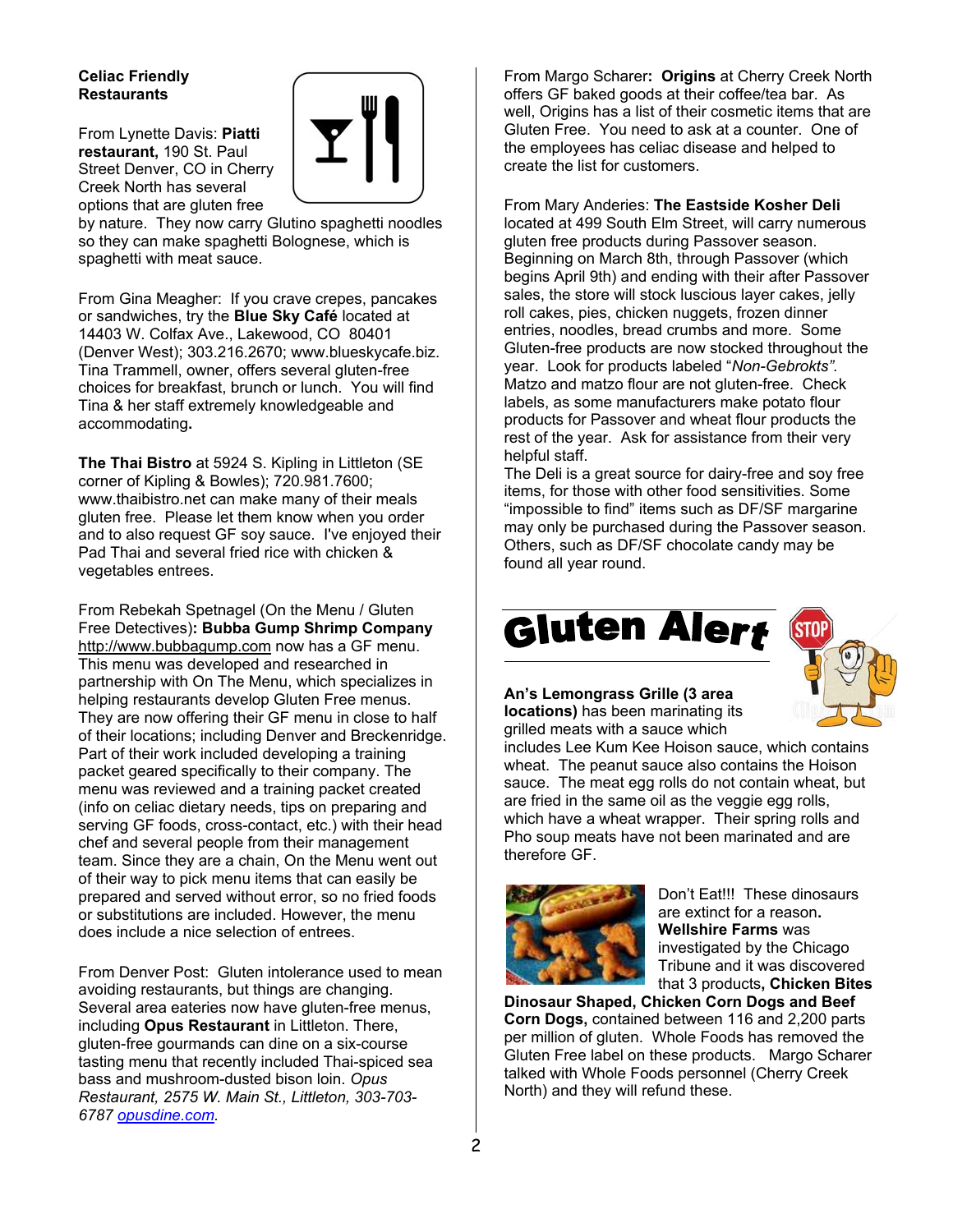**Celiac Friendly Restaurants**

From Lynette Davis: **Piatti restaurant,** 190 St. Paul Street Denver, CO in Cherry Creek North has several options that are gluten free by nature. They now carry Glutino spaghetti noodles so they can make spaghetti Bolognese, which is spaghetti with meat sauce.

From Gina Meagher: If you crave crepes, pancakes or sandwiches, try the **Blue Sky Café** located at 14403 W. Colfax Ave., Lakewood, CO 80401 (Denver West); 303.216.2670; www.blueskycafe.biz. Tina Trammell, owner, offers several gluten-free choices for breakfast, brunch or lunch. You will find Tina & her staff extremely knowledgeable and accommodating**.**

**The Thai Bistro** at 5924 S. Kipling in Littleton (SE corner of Kipling & Bowles); 720.981.7600; www.thaibistro.net can make many of their meals gluten free. Please let them know when you order and to also request GF soy sauce. I've enjoyed their Pad Thai and several fried rice with chicken & vegetables entrees.

From Rebekah Spetnagel (On the Menu / Gluten Free Detectives)**: Bubba Gump Shrimp Company** http://www.bubbagump.com now has a GF menu. This menu was developed and researched in partnership with On The Menu, which specializes in helping restaurants develop Gluten Free menus. They are now offering their GF menu in close to half of their locations; including Denver and Breckenridge. Part of their work included developing a training packet geared specifically to their company. The menu was reviewed and a training packet created (info on celiac dietary needs, tips on preparing and serving GF foods, cross-contact, etc.) with their head chef and several people from their management team. Since they are a chain, On the Menu went out of their way to pick menu items that can easily be prepared and served without error, so no fried foods or substitutions are included. However, the menu does include a nice selection of entrees.

From Denver Post: Gluten intolerance used to mean avoiding restaurants, but things are changing. Several area eateries now have gluten-free menus, including **Opus Restaurant** in Littleton. There, gluten-free gourmands can dine on a six-course tasting menu that recently included Thai-spiced sea bass and mushroom-dusted bison loin. *Opus Restaurant, 2575 W. Main St., Littleton, 303-703-6787 opusdine.com.*

From Margo Scharer**: Origins** at Cherry Creek North offers GF baked goods at their coffee/tea bar. As well, Origins has a list of their cosmetic items that are Gluten Free. You need to ask at a counter. One of the employees has celiac disease and helped to create the list for customers.

From Mary Anderies: **The Eastside Kosher Deli** located at 499 South Elm Street, will carry numerous gluten free products during Passover season. Beginning on March 8th, through Passover (which begins April 9th) and ending with their after Passover sales, the store will stock luscious layer cakes, jelly roll cakes, pies, chicken nuggets, frozen dinner entries, noodles, bread crumbs and more. Some Gluten-free products are now stocked throughout the year. Look for products labeled "*Non-Gebrokts".* Matzo and matzo flour are not gluten-free. Check labels, as some manufacturers make potato flour products for Passover and wheat flour products the rest of the year. Ask for assistance from their very helpful staff.
The Deli is a great source for dairy-free and soy free items, for those with other food sensitivities. Some "impossible to find" items such as DF/SF margarine may only be purchased during the Passover season. Others, such as DF/SF chocolate candy may be found all year round.

# Gluten Alert

**An's Lemongrass Grille (3 area locations)** has been marinating its grilled meats with a sauce which includes Lee Kum Kee Hoison sauce, which contains wheat. The peanut sauce also contains the Hoison sauce. The meat egg rolls do not contain wheat, but are fried in the same oil as the veggie egg rolls, which have a wheat wrapper. Their spring rolls and Pho soup meats have not been marinated and are therefore GF.

Don't Eat!!! These dinosaurs are extinct for a reason**. Wellshire Farms** was investigated by the Chicago Tribune and it was discovered that 3 products**, Chicken Bites Dinosaur Shaped, Chicken Corn Dogs and Beef Corn Dogs,** contained between 116 and 2,200 parts per million of gluten. Whole Foods has removed the Gluten Free label on these products. Margo Scharer talked with Whole Foods personnel (Cherry Creek North) and they will refund these.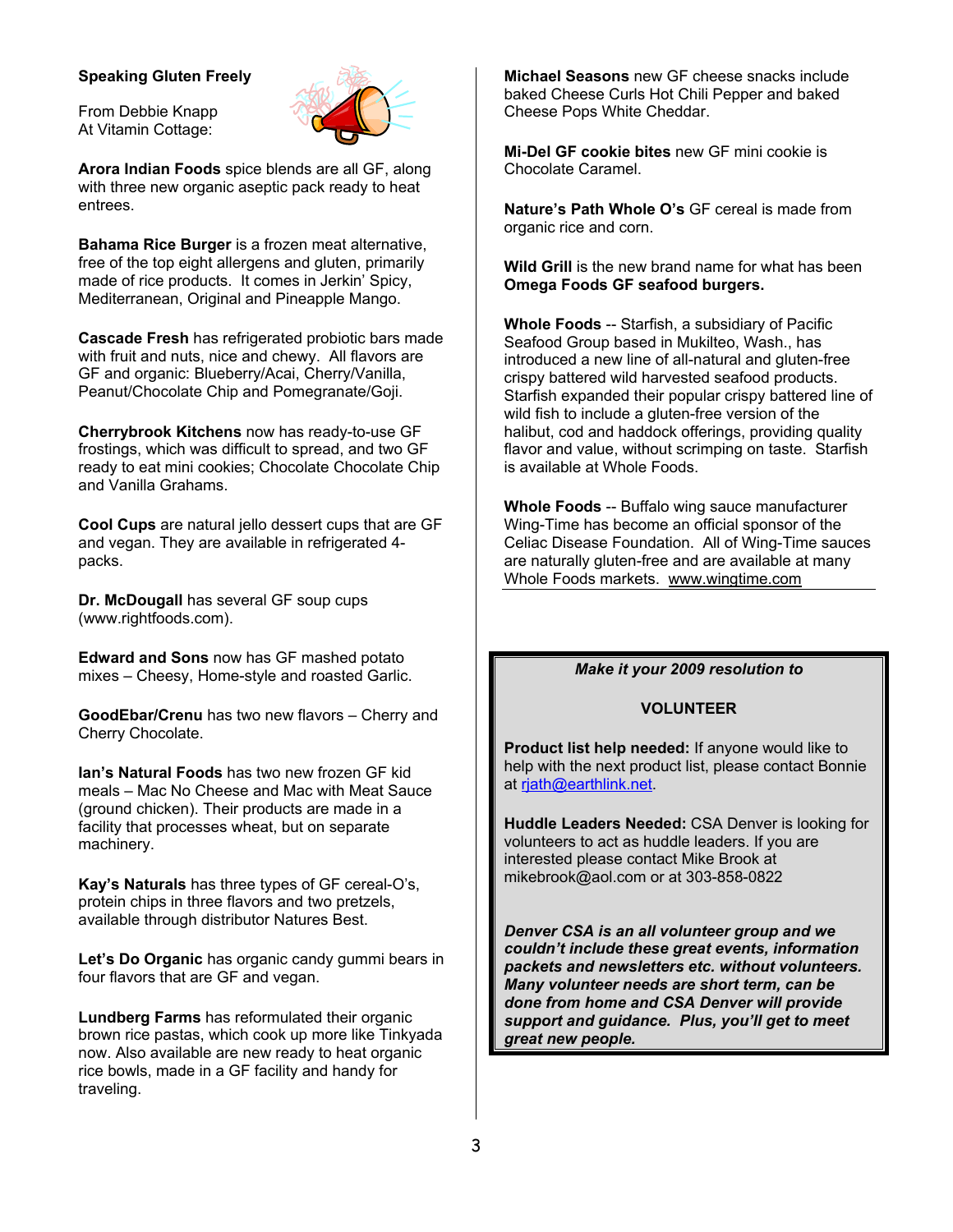**Speaking Gluten Freely**

From Debbie Knapp
At Vitamin Cottage:

**Arora Indian Foods** spice blends are all GF, along with three new organic aseptic pack ready to heat entrees.

**Bahama Rice Burger** is a frozen meat alternative, free of the top eight allergens and gluten, primarily made of rice products. It comes in Jerkin' Spicy, Mediterranean, Original and Pineapple Mango.

**Cascade Fresh** has refrigerated probiotic bars made with fruit and nuts, nice and chewy. All flavors are GF and organic: Blueberry/Acai, Cherry/Vanilla, Peanut/Chocolate Chip and Pomegranate/Goji.

**Cherrybrook Kitchens** now has ready-to-use GF frostings, which was difficult to spread, and two GF ready to eat mini cookies; Chocolate Chocolate Chip and Vanilla Grahams.

**Cool Cups** are natural jello dessert cups that are GF and vegan. They are available in refrigerated 4-packs.

**Dr. McDougall** has several GF soup cups (www.rightfoods.com).

**Edward and Sons** now has GF mashed potato mixes – Cheesy, Home-style and roasted Garlic.

**GoodEbar/Crenu** has two new flavors – Cherry and Cherry Chocolate.

**Ian's Natural Foods** has two new frozen GF kid meals – Mac No Cheese and Mac with Meat Sauce (ground chicken). Their products are made in a facility that processes wheat, but on separate machinery.

**Kay's Naturals** has three types of GF cereal-O's, protein chips in three flavors and two pretzels, available through distributor Natures Best.

**Let's Do Organic** has organic candy gummi bears in four flavors that are GF and vegan.

**Lundberg Farms** has reformulated their organic brown rice pastas, which cook up more like Tinkyada now. Also available are new ready to heat organic rice bowls, made in a GF facility and handy for traveling.

**Michael Seasons** new GF cheese snacks include baked Cheese Curls Hot Chili Pepper and baked Cheese Pops White Cheddar.

**Mi-Del GF cookie bites** new GF mini cookie is Chocolate Caramel.

**Nature's Path Whole O's** GF cereal is made from organic rice and corn.

**Wild Grill** is the new brand name for what has been **Omega Foods GF seafood burgers.**

**Whole Foods** -- Starfish, a subsidiary of Pacific Seafood Group based in Mukilteo, Wash., has introduced a new line of all-natural and gluten-free crispy battered wild harvested seafood products. Starfish expanded their popular crispy battered line of wild fish to include a gluten-free version of the halibut, cod and haddock offerings, providing quality flavor and value, without scrimping on taste. Starfish is available at Whole Foods.

**Whole Foods** -- Buffalo wing sauce manufacturer Wing-Time has become an official sponsor of the Celiac Disease Foundation. All of Wing-Time sauces are naturally gluten-free and are available at many Whole Foods markets. www.wingtime.com

***Make it your 2009 resolution to***

**VOLUNTEER**

**Product list help needed:** If anyone would like to help with the next product list, please contact Bonnie at rjath@earthlink.net.

**Huddle Leaders Needed:** CSA Denver is looking for volunteers to act as huddle leaders. If you are interested please contact Mike Brook at mikebrook@aol.com or at 303-858-0822

***Denver CSA is an all volunteer group and we couldn't include these great events, information packets and newsletters etc. without volunteers. Many volunteer needs are short term, can be done from home and CSA Denver will provide support and guidance. Plus, you'll get to meet great new people.***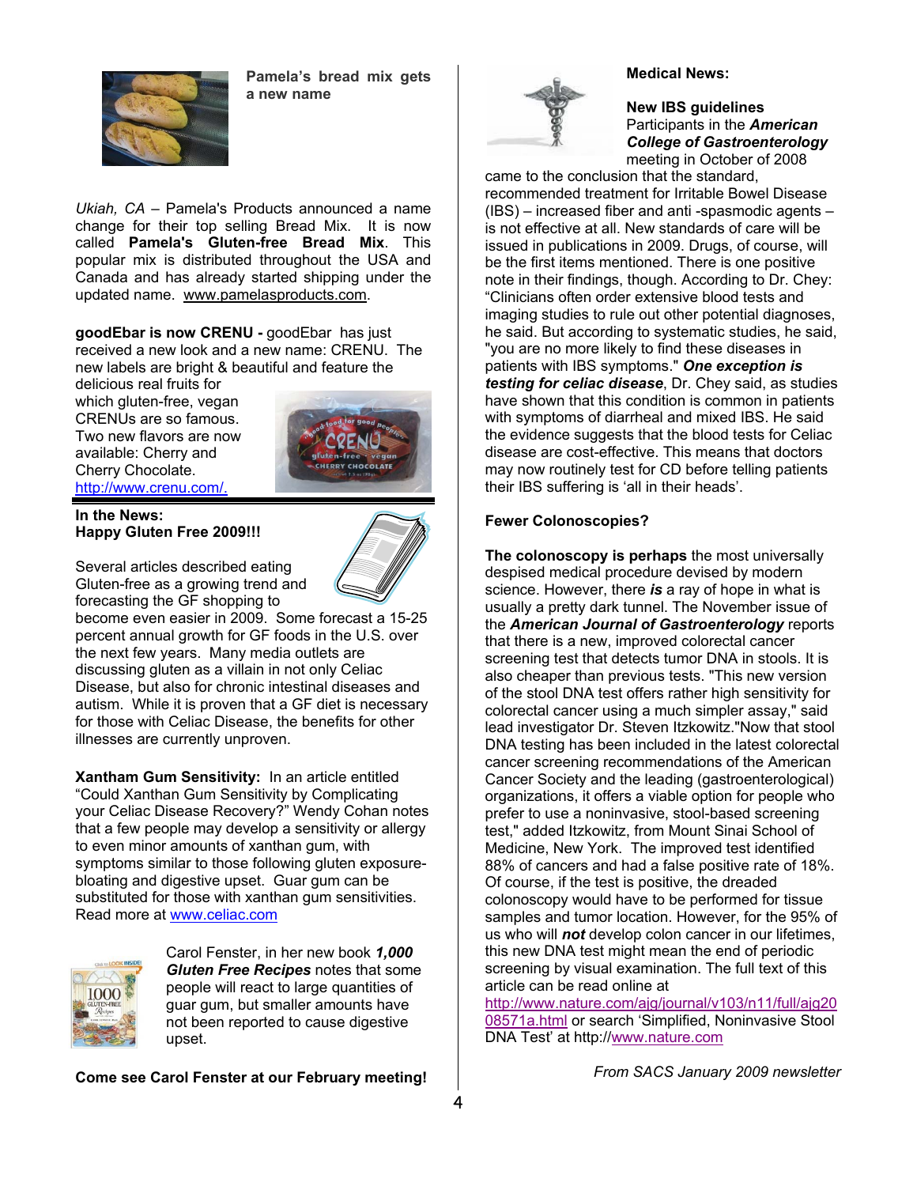**Pamela's bread mix gets a new name**

*Ukiah, CA* – Pamela's Products announced a name change for their top selling Bread Mix. It is now called **Pamela's Gluten-free Bread Mix**. This popular mix is distributed throughout the USA and Canada and has already started shipping under the updated name. www.pamelasproducts.com.

**goodEbar is now CRENU** - goodEbar has just received a new look and a new name: CRENU. The new labels are bright & beautiful and feature the delicious real fruits for which gluten-free, vegan CRENUs are so famous. Two new flavors are now available: Cherry and Cherry Chocolate. http://www.crenu.com/.

**In the News:**
**Happy Gluten Free 2009!!!**

Several articles described eating Gluten-free as a growing trend and forecasting the GF shopping to become even easier in 2009. Some forecast a 15-25 percent annual growth for GF foods in the U.S. over the next few years. Many media outlets are discussing gluten as a villain in not only Celiac Disease, but also for chronic intestinal diseases and autism. While it is proven that a GF diet is necessary for those with Celiac Disease, the benefits for other illnesses are currently unproven.

**Xantham Gum Sensitivity:** In an article entitled "Could Xanthan Gum Sensitivity by Complicating your Celiac Disease Recovery?" Wendy Cohan notes that a few people may develop a sensitivity or allergy to even minor amounts of xanthan gum, with symptoms similar to those following gluten exposure- bloating and digestive upset. Guar gum can be substituted for those with xanthan gum sensitivities. Read more at www.celiac.com

Carol Fenster, in her new book ***1,000 Gluten Free Recipes*** notes that some people will react to large quantities of guar gum, but smaller amounts have not been reported to cause digestive upset.

**Come see Carol Fenster at our February meeting!**

**Medical News:**

**New IBS guidelines**

Participants in the ***American College of Gastroenterology*** meeting in October of 2008 came to the conclusion that the standard, recommended treatment for Irritable Bowel Disease (IBS) – increased fiber and anti -spasmodic agents – is not effective at all. New standards of care will be issued in publications in 2009. Drugs, of course, will be the first items mentioned. There is one positive note in their findings, though. According to Dr. Chey: "Clinicians often order extensive blood tests and imaging studies to rule out other potential diagnoses, he said. But according to systematic studies, he said, "you are no more likely to find these diseases in patients with IBS symptoms." ***One exception is testing for celiac disease***, Dr. Chey said, as studies have shown that this condition is common in patients with symptoms of diarrheal and mixed IBS. He said the evidence suggests that the blood tests for Celiac disease are cost-effective. This means that doctors may now routinely test for CD before telling patients their IBS suffering is 'all in their heads'.

**Fewer Colonoscopies?**

**The colonoscopy is perhaps** the most universally despised medical procedure devised by modern science. However, there ***is*** a ray of hope in what is usually a pretty dark tunnel. The November issue of the ***American Journal of Gastroenterology*** reports that there is a new, improved colorectal cancer screening test that detects tumor DNA in stools. It is also cheaper than previous tests. "This new version of the stool DNA test offers rather high sensitivity for colorectal cancer using a much simpler assay," said lead investigator Dr. Steven Itzkowitz."Now that stool DNA testing has been included in the latest colorectal cancer screening recommendations of the American Cancer Society and the leading (gastroenterological) organizations, it offers a viable option for people who prefer to use a noninvasive, stool-based screening test," added Itzkowitz, from Mount Sinai School of Medicine, New York. The improved test identified 88% of cancers and had a false positive rate of 18%. Of course, if the test is positive, the dreaded colonoscopy would have to be performed for tissue samples and tumor location. However, for the 95% of us who will ***not*** develop colon cancer in our lifetimes, this new DNA test might mean the end of periodic screening by visual examination. The full text of this article can be read online at http://www.nature.com/ajg/journal/v103/n11/full/ajg2008571a.html or search 'Simplified, Noninvasive Stool DNA Test' at http://www.nature.com

*From SACS January 2009 newsletter*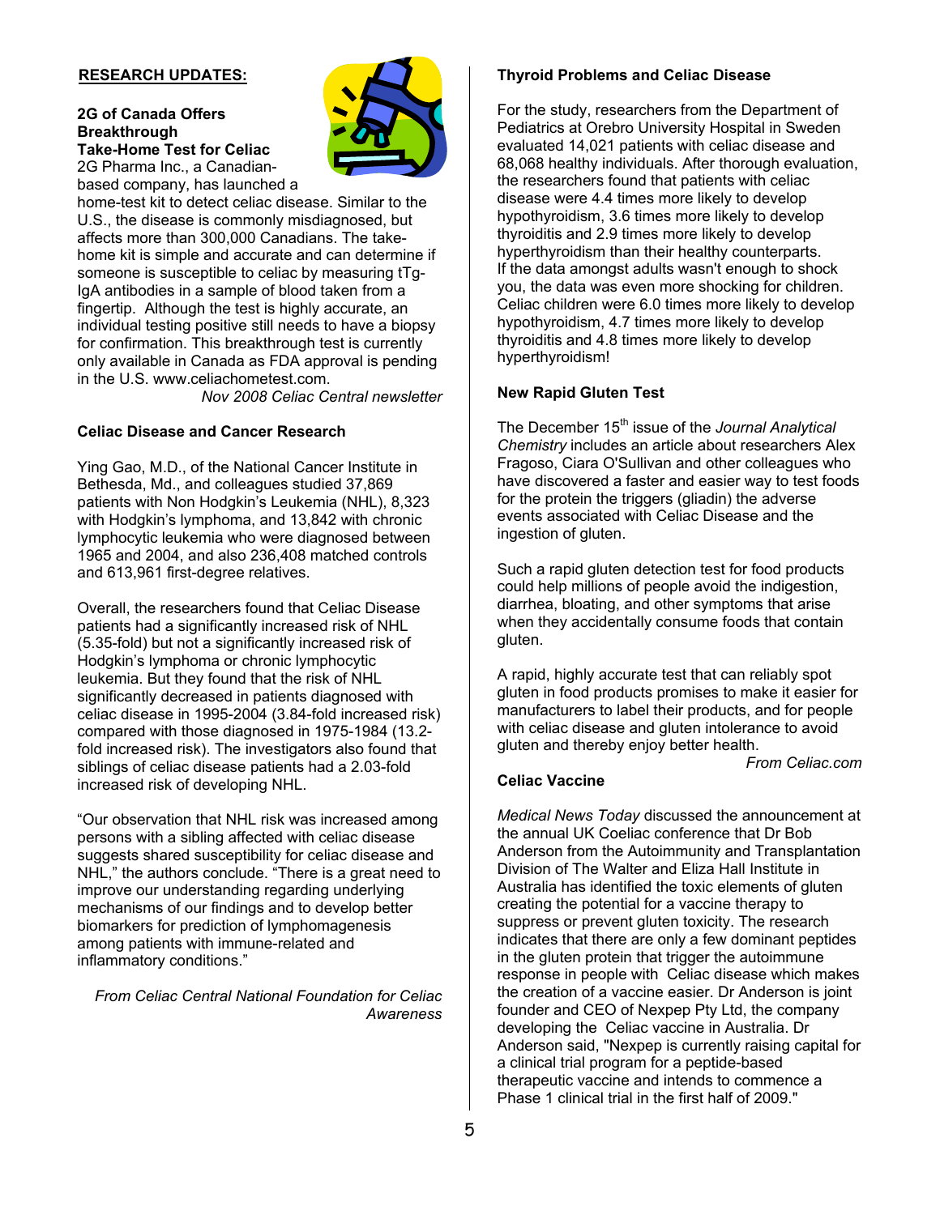## RESEARCH UPDATES:

### 2G of Canada Offers Breakthrough Take-Home Test for Celiac

2G Pharma Inc., a Canadian-based company, has launched a home-test kit to detect celiac disease. Similar to the U.S., the disease is commonly misdiagnosed, but affects more than 300,000 Canadians. The take-home kit is simple and accurate and can determine if someone is susceptible to celiac by measuring tTg-IgA antibodies in a sample of blood taken from a fingertip. Although the test is highly accurate, an individual testing positive still needs to have a biopsy for confirmation. This breakthrough test is currently only available in Canada as FDA approval is pending in the U.S. www.celiachometest.com.

*Nov 2008 Celiac Central newsletter*

### Celiac Disease and Cancer Research

Ying Gao, M.D., of the National Cancer Institute in Bethesda, Md., and colleagues studied 37,869 patients with Non Hodgkin's Leukemia (NHL), 8,323 with Hodgkin's lymphoma, and 13,842 with chronic lymphocytic leukemia who were diagnosed between 1965 and 2004, and also 236,408 matched controls and 613,961 first-degree relatives.

Overall, the researchers found that Celiac Disease patients had a significantly increased risk of NHL (5.35-fold) but not a significantly increased risk of Hodgkin's lymphoma or chronic lymphocytic leukemia. But they found that the risk of NHL significantly decreased in patients diagnosed with celiac disease in 1995-2004 (3.84-fold increased risk) compared with those diagnosed in 1975-1984 (13.2-fold increased risk). The investigators also found that siblings of celiac disease patients had a 2.03-fold increased risk of developing NHL.

"Our observation that NHL risk was increased among persons with a sibling affected with celiac disease suggests shared susceptibility for celiac disease and NHL," the authors conclude. "There is a great need to improve our understanding regarding underlying mechanisms of our findings and to develop better biomarkers for prediction of lymphomagenesis among patients with immune-related and inflammatory conditions."

*From Celiac Central National Foundation for Celiac Awareness*

### Thyroid Problems and Celiac Disease

For the study, researchers from the Department of Pediatrics at Orebro University Hospital in Sweden evaluated 14,021 patients with celiac disease and 68,068 healthy individuals. After thorough evaluation, the researchers found that patients with celiac disease were 4.4 times more likely to develop hypothyroidism, 3.6 times more likely to develop thyroiditis and 2.9 times more likely to develop hyperthyroidism than their healthy counterparts.
If the data amongst adults wasn't enough to shock you, the data was even more shocking for children. Celiac children were 6.0 times more likely to develop hypothyroidism, 4.7 times more likely to develop thyroiditis and 4.8 times more likely to develop hyperthyroidism!

### New Rapid Gluten Test

The December 15th issue of the *Journal Analytical Chemistry* includes an article about researchers Alex Fragoso, Ciara O'Sullivan and other colleagues who have discovered a faster and easier way to test foods for the protein the triggers (gliadin) the adverse events associated with Celiac Disease and the ingestion of gluten.

Such a rapid gluten detection test for food products could help millions of people avoid the indigestion, diarrhea, bloating, and other symptoms that arise when they accidentally consume foods that contain gluten.

A rapid, highly accurate test that can reliably spot gluten in food products promises to make it easier for manufacturers to label their products, and for people with celiac disease and gluten intolerance to avoid gluten and thereby enjoy better health.

*From Celiac.com*

### Celiac Vaccine

*Medical News Today* discussed the announcement at the annual UK Coeliac conference that Dr Bob Anderson from the Autoimmunity and Transplantation Division of The Walter and Eliza Hall Institute in Australia has identified the toxic elements of gluten creating the potential for a vaccine therapy to suppress or prevent gluten toxicity. The research indicates that there are only a few dominant peptides in the gluten protein that trigger the autoimmune response in people with Celiac disease which makes the creation of a vaccine easier. Dr Anderson is joint founder and CEO of Nexpep Pty Ltd, the company developing the Celiac vaccine in Australia. Dr Anderson said, "Nexpep is currently raising capital for a clinical trial program for a peptide-based therapeutic vaccine and intends to commence a Phase 1 clinical trial in the first half of 2009."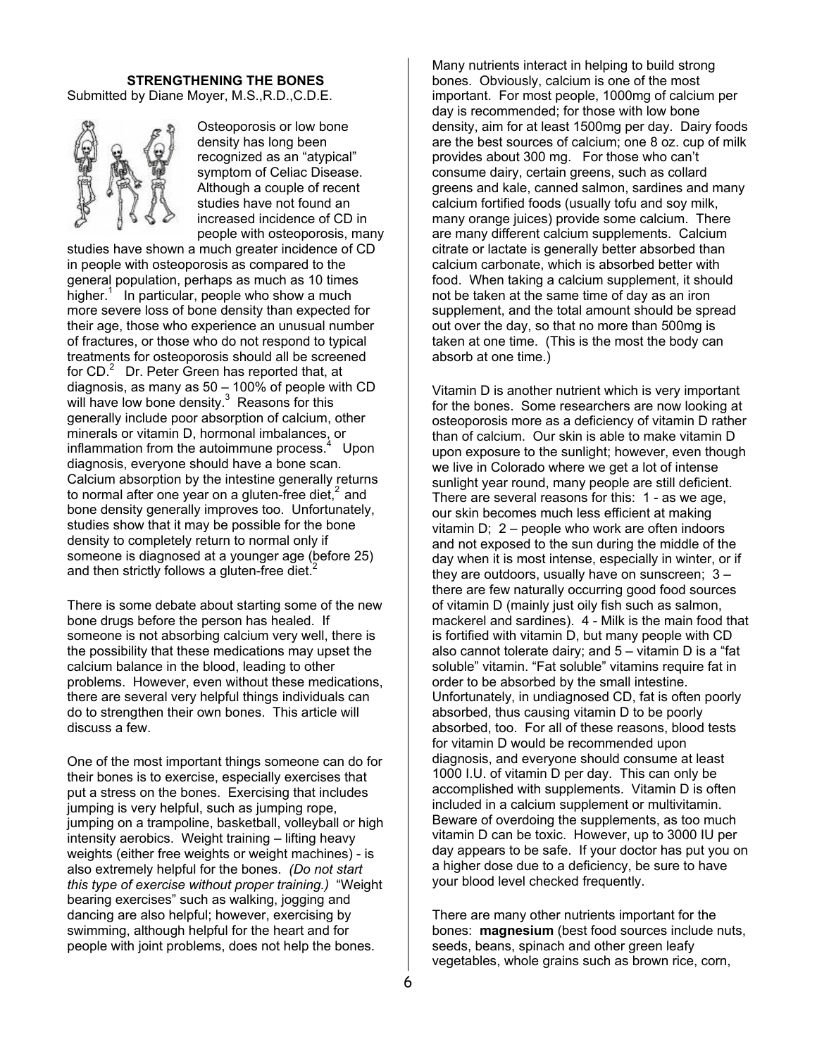## STRENGTHENING THE BONES

Submitted by Diane Moyer, M.S.,R.D.,C.D.E.

Osteoporosis or low bone density has long been recognized as an "atypical" symptom of Celiac Disease. Although a couple of recent studies have not found an increased incidence of CD in people with osteoporosis, many studies have shown a much greater incidence of CD in people with osteoporosis as compared to the general population, perhaps as much as 10 times higher.[1] In particular, people who show a much more severe loss of bone density than expected for their age, those who experience an unusual number of fractures, or those who do not respond to typical treatments for osteoporosis should all be screened for CD.[2] Dr. Peter Green has reported that, at diagnosis, as many as 50 – 100% of people with CD will have low bone density.[3] Reasons for this generally include poor absorption of calcium, other minerals or vitamin D, hormonal imbalances, or inflammation from the autoimmune process.[4] Upon diagnosis, everyone should have a bone scan. Calcium absorption by the intestine generally returns to normal after one year on a gluten-free diet,[2] and bone density generally improves too. Unfortunately, studies show that it may be possible for the bone density to completely return to normal only if someone is diagnosed at a younger age (before 25) and then strictly follows a gluten-free diet.[2]

There is some debate about starting some of the new bone drugs before the person has healed. If someone is not absorbing calcium very well, there is the possibility that these medications may upset the calcium balance in the blood, leading to other problems. However, even without these medications, there are several very helpful things individuals can do to strengthen their own bones. This article will discuss a few.

One of the most important things someone can do for their bones is to exercise, especially exercises that put a stress on the bones. Exercising that includes jumping is very helpful, such as jumping rope, jumping on a trampoline, basketball, volleyball or high intensity aerobics. Weight training – lifting heavy weights (either free weights or weight machines) - is also extremely helpful for the bones. *(Do not start this type of exercise without proper training.)* "Weight bearing exercises" such as walking, jogging and dancing are also helpful; however, exercising by swimming, although helpful for the heart and for people with joint problems, does not help the bones.

Many nutrients interact in helping to build strong bones. Obviously, calcium is one of the most important. For most people, 1000mg of calcium per day is recommended; for those with low bone density, aim for at least 1500mg per day. Dairy foods are the best sources of calcium; one 8 oz. cup of milk provides about 300 mg. For those who can't consume dairy, certain greens, such as collard greens and kale, canned salmon, sardines and many calcium fortified foods (usually tofu and soy milk, many orange juices) provide some calcium. There are many different calcium supplements. Calcium citrate or lactate is generally better absorbed than calcium carbonate, which is absorbed better with food. When taking a calcium supplement, it should not be taken at the same time of day as an iron supplement, and the total amount should be spread out over the day, so that no more than 500mg is taken at one time. (This is the most the body can absorb at one time.)

Vitamin D is another nutrient which is very important for the bones. Some researchers are now looking at osteoporosis more as a deficiency of vitamin D rather than of calcium. Our skin is able to make vitamin D upon exposure to the sunlight; however, even though we live in Colorado where we get a lot of intense sunlight year round, many people are still deficient. There are several reasons for this: 1 - as we age, our skin becomes much less efficient at making vitamin D; 2 – people who work are often indoors and not exposed to the sun during the middle of the day when it is most intense, especially in winter, or if they are outdoors, usually have on sunscreen; 3 – there are few naturally occurring good food sources of vitamin D (mainly just oily fish such as salmon, mackerel and sardines). 4 - Milk is the main food that is fortified with vitamin D, but many people with CD also cannot tolerate dairy; and 5 – vitamin D is a "fat soluble" vitamin. "Fat soluble" vitamins require fat in order to be absorbed by the small intestine. Unfortunately, in undiagnosed CD, fat is often poorly absorbed, thus causing vitamin D to be poorly absorbed, too. For all of these reasons, blood tests for vitamin D would be recommended upon diagnosis, and everyone should consume at least 1000 I.U. of vitamin D per day. This can only be accomplished with supplements. Vitamin D is often included in a calcium supplement or multivitamin. Beware of overdoing the supplements, as too much vitamin D can be toxic. However, up to 3000 IU per day appears to be safe. If your doctor has put you on a higher dose due to a deficiency, be sure to have your blood level checked frequently.

There are many other nutrients important for the bones: **magnesium** (best food sources include nuts, seeds, beans, spinach and other green leafy vegetables, whole grains such as brown rice, corn,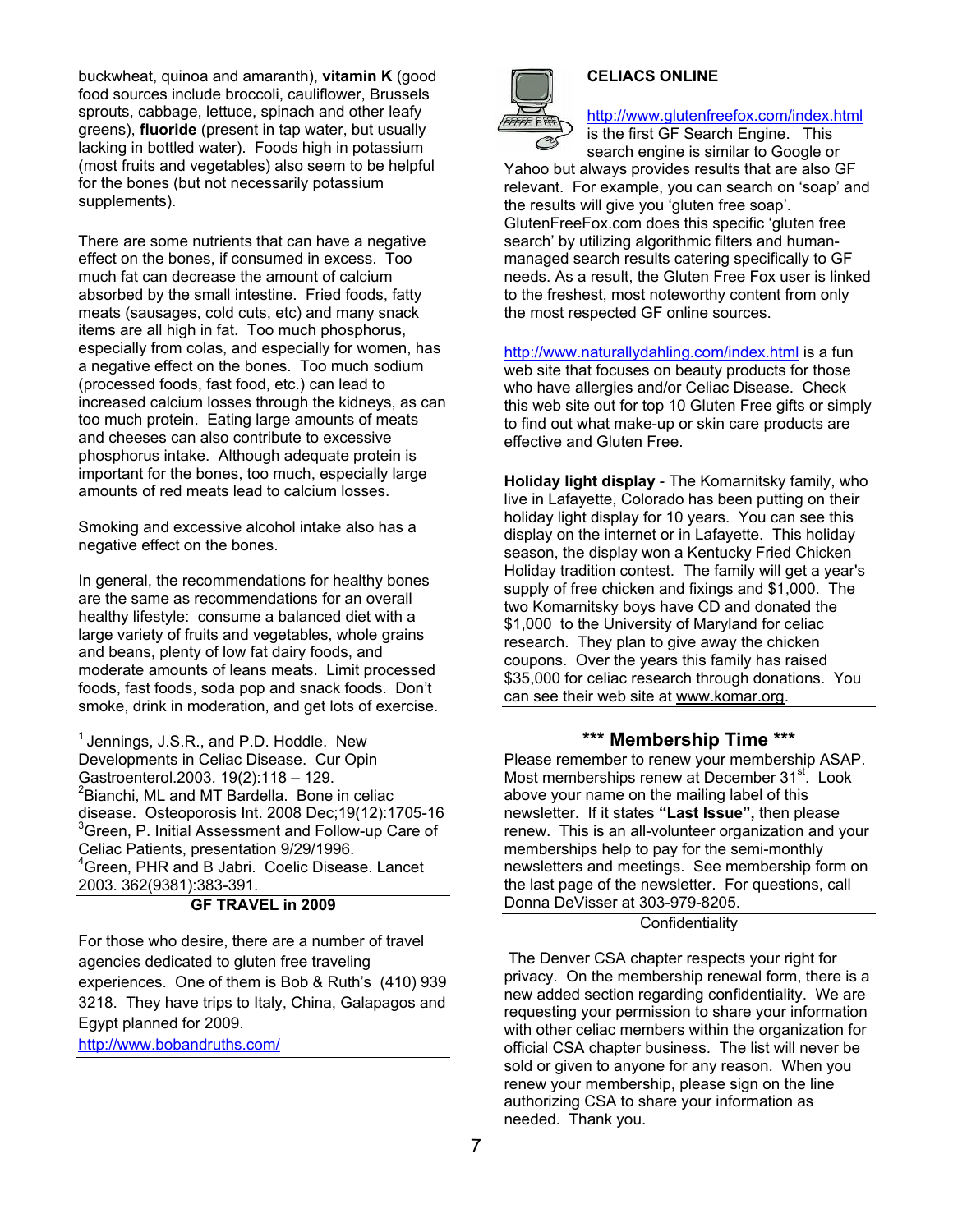buckwheat, quinoa and amaranth), **vitamin K** (good food sources include broccoli, cauliflower, Brussels sprouts, cabbage, lettuce, spinach and other leafy greens), **fluoride** (present in tap water, but usually lacking in bottled water). Foods high in potassium (most fruits and vegetables) also seem to be helpful for the bones (but not necessarily potassium supplements).

There are some nutrients that can have a negative effect on the bones, if consumed in excess. Too much fat can decrease the amount of calcium absorbed by the small intestine. Fried foods, fatty meats (sausages, cold cuts, etc) and many snack items are all high in fat. Too much phosphorus, especially from colas, and especially for women, has a negative effect on the bones. Too much sodium (processed foods, fast food, etc.) can lead to increased calcium losses through the kidneys, as can too much protein. Eating large amounts of meats and cheeses can also contribute to excessive phosphorus intake. Although adequate protein is important for the bones, too much, especially large amounts of red meats lead to calcium losses.

Smoking and excessive alcohol intake also has a negative effect on the bones.

In general, the recommendations for healthy bones are the same as recommendations for an overall healthy lifestyle: consume a balanced diet with a large variety of fruits and vegetables, whole grains and beans, plenty of low fat dairy foods, and moderate amounts of leans meats. Limit processed foods, fast foods, soda pop and snack foods. Don't smoke, drink in moderation, and get lots of exercise.

[1] Jennings, J.S.R., and P.D. Hoddle. New Developments in Celiac Disease. Cur Opin Gastroenterol.2003. 19(2):118 – 129.
[2] Bianchi, ML and MT Bardella. Bone in celiac disease. Osteoporosis Int. 2008 Dec;19(12):1705-16
[3] Green, P. Initial Assessment and Follow-up Care of Celiac Patients, presentation 9/29/1996.
[4] Green, PHR and B Jabri. Coelic Disease. Lancet 2003. 362(9381):383-391.

## GF TRAVEL in 2009

For those who desire, there are a number of travel agencies dedicated to gluten free traveling experiences. One of them is Bob & Ruth's (410) 939 3218. They have trips to Italy, China, Galapagos and Egypt planned for 2009.
http://www.bobandruths.com/

## CELIACS ONLINE

http://www.glutenfreefox.com/index.html is the first GF Search Engine. This search engine is similar to Google or Yahoo but always provides results that are also GF relevant. For example, you can search on 'soap' and the results will give you 'gluten free soap'. GlutenFreeFox.com does this specific 'gluten free search' by utilizing algorithmic filters and human-managed search results catering specifically to GF needs. As a result, the Gluten Free Fox user is linked to the freshest, most noteworthy content from only the most respected GF online sources.

http://www.naturallydahling.com/index.html is a fun web site that focuses on beauty products for those who have allergies and/or Celiac Disease. Check this web site out for top 10 Gluten Free gifts or simply to find out what make-up or skin care products are effective and Gluten Free.

**Holiday light display** - The Komarnitsky family, who live in Lafayette, Colorado has been putting on their holiday light display for 10 years. You can see this display on the internet or in Lafayette. This holiday season, the display won a Kentucky Fried Chicken Holiday tradition contest. The family will get a year's supply of free chicken and fixings and $1,000. The two Komarnitsky boys have CD and donated the $1,000 to the University of Maryland for celiac research. They plan to give away the chicken coupons. Over the years this family has raised $35,000 for celiac research through donations. You can see their web site at www.komar.org.

## *** Membership Time ***

Please remember to renew your membership ASAP. Most memberships renew at December 31st. Look above your name on the mailing label of this newsletter. If it states **"Last Issue",** then please renew. This is an all-volunteer organization and your memberships help to pay for the semi-monthly newsletters and meetings. See membership form on the last page of the newsletter. For questions, call Donna DeVisser at 303-979-8205.

## Confidentiality

The Denver CSA chapter respects your right for privacy. On the membership renewal form, there is a new added section regarding confidentiality. We are requesting your permission to share your information with other celiac members within the organization for official CSA chapter business. The list will never be sold or given to anyone for any reason. When you renew your membership, please sign on the line authorizing CSA to share your information as needed. Thank you.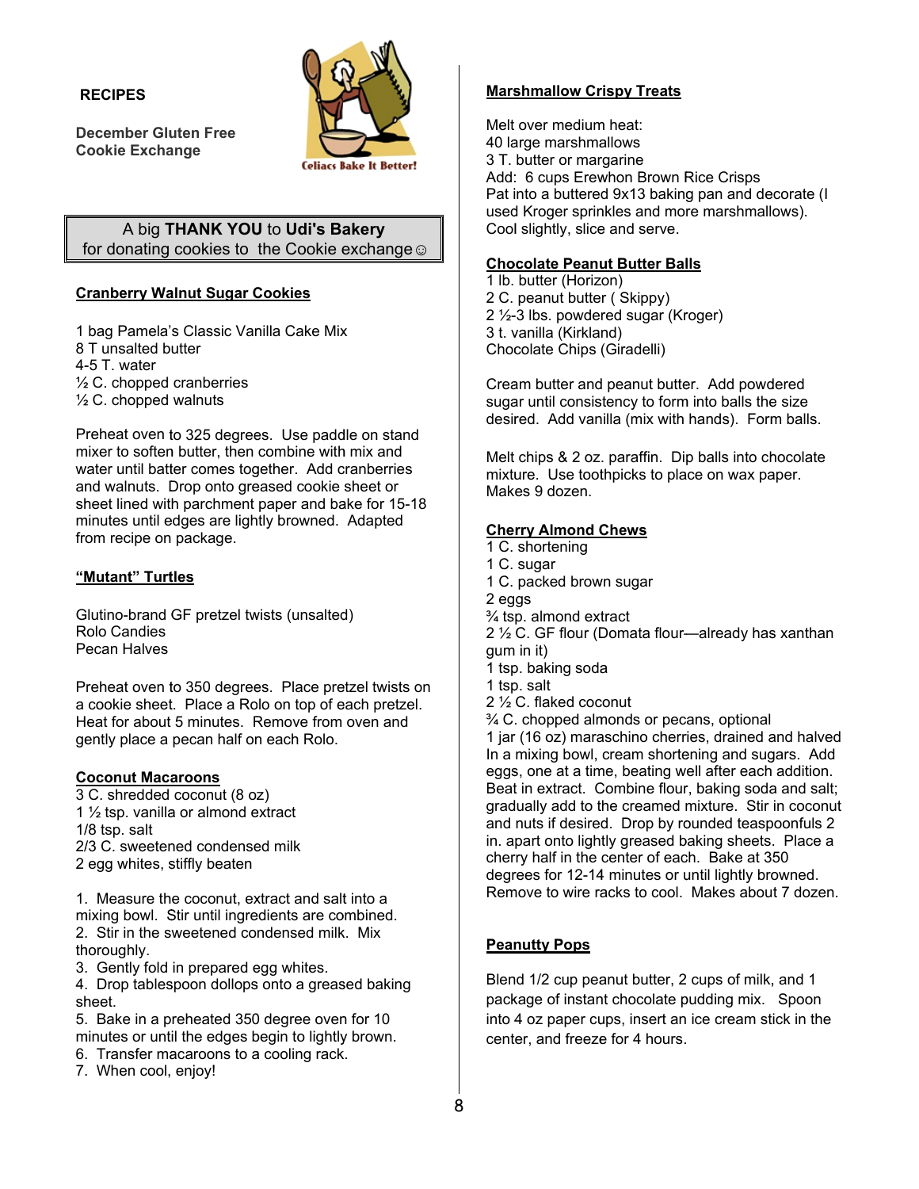## RECIPES

**December Gluten Free Cookie Exchange**

Celiacs Bake It Better!

A big **THANK YOU** to **Udi's Bakery** for donating cookies to the Cookie exchange☺

### Cranberry Walnut Sugar Cookies

1 bag Pamela's Classic Vanilla Cake Mix
8 T unsalted butter
4-5 T. water
½ C. chopped cranberries
½ C. chopped walnuts

Preheat oven to 325 degrees. Use paddle on stand mixer to soften butter, then combine with mix and water until batter comes together. Add cranberries and walnuts. Drop onto greased cookie sheet or sheet lined with parchment paper and bake for 15-18 minutes until edges are lightly browned. Adapted from recipe on package.

### "Mutant" Turtles

Glutino-brand GF pretzel twists (unsalted)
Rolo Candies
Pecan Halves

Preheat oven to 350 degrees. Place pretzel twists on a cookie sheet. Place a Rolo on top of each pretzel. Heat for about 5 minutes. Remove from oven and gently place a pecan half on each Rolo.

### Coconut Macaroons

3 C. shredded coconut (8 oz)
1 ½ tsp. vanilla or almond extract
1/8 tsp. salt
2/3 C. sweetened condensed milk
2 egg whites, stiffly beaten

1. Measure the coconut, extract and salt into a mixing bowl. Stir until ingredients are combined.
2. Stir in the sweetened condensed milk. Mix thoroughly.
3. Gently fold in prepared egg whites.
4. Drop tablespoon dollops onto a greased baking sheet.
5. Bake in a preheated 350 degree oven for 10 minutes or until the edges begin to lightly brown.
6. Transfer macaroons to a cooling rack.
7. When cool, enjoy!

### Marshmallow Crispy Treats

Melt over medium heat:
40 large marshmallows
3 T. butter or margarine
Add: 6 cups Erewhon Brown Rice Crisps
Pat into a buttered 9x13 baking pan and decorate (I used Kroger sprinkles and more marshmallows). Cool slightly, slice and serve.

### Chocolate Peanut Butter Balls

1 lb. butter (Horizon)
2 C. peanut butter ( Skippy)
2 ½-3 lbs. powdered sugar (Kroger)
3 t. vanilla (Kirkland)
Chocolate Chips (Giradelli)

Cream butter and peanut butter. Add powdered sugar until consistency to form into balls the size desired. Add vanilla (mix with hands). Form balls.

Melt chips & 2 oz. paraffin. Dip balls into chocolate mixture. Use toothpicks to place on wax paper. Makes 9 dozen.

### Cherry Almond Chews

1 C. shortening
1 C. sugar
1 C. packed brown sugar
2 eggs
¾ tsp. almond extract
2 ½ C. GF flour (Domata flour—already has xanthan gum in it)
1 tsp. baking soda
1 tsp. salt
2 ½ C. flaked coconut
¾ C. chopped almonds or pecans, optional
1 jar (16 oz) maraschino cherries, drained and halved
In a mixing bowl, cream shortening and sugars. Add eggs, one at a time, beating well after each addition. Beat in extract. Combine flour, baking soda and salt; gradually add to the creamed mixture. Stir in coconut and nuts if desired. Drop by rounded teaspoonfuls 2 in. apart onto lightly greased baking sheets. Place a cherry half in the center of each. Bake at 350 degrees for 12-14 minutes or until lightly browned. Remove to wire racks to cool. Makes about 7 dozen.

### Peanutty Pops

Blend 1/2 cup peanut butter, 2 cups of milk, and 1 package of instant chocolate pudding mix. Spoon into 4 oz paper cups, insert an ice cream stick in the center, and freeze for 4 hours.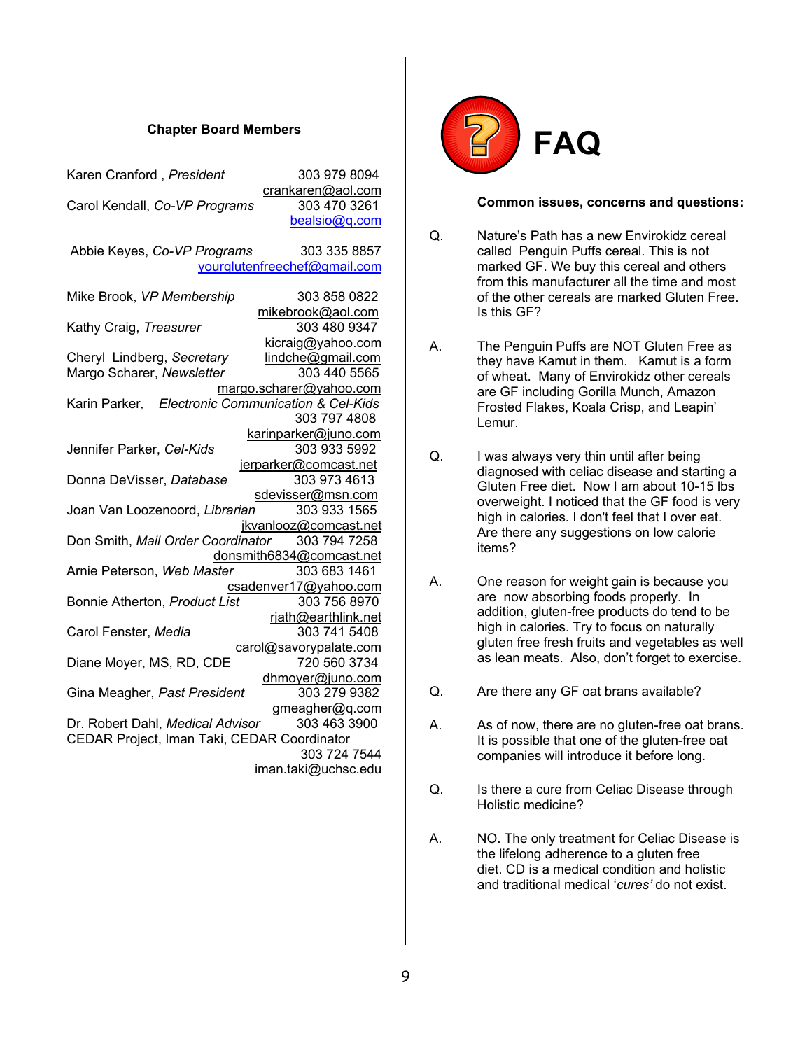### Chapter Board Members

Karen Cranford , *President* 303 979 8094 crankaren@aol.com

Carol Kendall, *Co-VP Programs* 303 470 3261 bealsio@q.com

Abbie Keyes, *Co-VP Programs* 303 335 8857 yourglutenfreechef@gmail.com

Mike Brook, *VP Membership* 303 858 0822 mikebrook@aol.com

Kathy Craig, *Treasurer* 303 480 9347 kicraig@yahoo.com

Cheryl Lindberg, *Secretary* lindche@gmail.com

Margo Scharer, *Newsletter* 303 440 5565 margo.scharer@yahoo.com

Karin Parker, *Electronic Communication & Cel-Kids* 303 797 4808 karinparker@juno.com

Jennifer Parker, *Cel-Kids* 303 933 5992 jerparker@comcast.net

Donna DeVisser, *Database* 303 973 4613 sdevisser@msn.com

Joan Van Loozenoord, *Librarian* 303 933 1565 jkvanlooz@comcast.net

Don Smith, *Mail Order Coordinator* 303 794 7258 donsmith6834@comcast.net

Arnie Peterson, *Web Master* 303 683 1461 csadenver17@yahoo.com

Bonnie Atherton, *Product List* 303 756 8970 rjath@earthlink.net

Carol Fenster, *Media* 303 741 5408 carol@savorypalate.com

Diane Moyer, MS, RD, CDE 720 560 3734 dhmoyer@juno.com

Gina Meagher, *Past President* 303 279 9382 gmeagher@q.com

Dr. Robert Dahl, *Medical Advisor* 303 463 3900

CEDAR Project, Iman Taki, CEDAR Coordinator 303 724 7544 iman.taki@uchsc.edu

# FAQ

**Common issues, concerns and questions:**

Q. Nature's Path has a new Envirokidz cereal called Penguin Puffs cereal. This is not marked GF. We buy this cereal and others from this manufacturer all the time and most of the other cereals are marked Gluten Free. Is this GF?

A. The Penguin Puffs are NOT Gluten Free as they have Kamut in them. Kamut is a form of wheat. Many of Envirokidz other cereals are GF including Gorilla Munch, Amazon Frosted Flakes, Koala Crisp, and Leapin' Lemur.

Q. I was always very thin until after being diagnosed with celiac disease and starting a Gluten Free diet. Now I am about 10-15 lbs overweight. I noticed that the GF food is very high in calories. I don't feel that I over eat. Are there any suggestions on low calorie items?

A. One reason for weight gain is because you are now absorbing foods properly. In addition, gluten-free products do tend to be high in calories. Try to focus on naturally gluten free fresh fruits and vegetables as well as lean meats. Also, don't forget to exercise.

Q. Are there any GF oat brans available?

A. As of now, there are no gluten-free oat brans. It is possible that one of the gluten-free oat companies will introduce it before long.

Q. Is there a cure from Celiac Disease through Holistic medicine?

A. NO. The only treatment for Celiac Disease is the lifelong adherence to a gluten free diet. CD is a medical condition and holistic and traditional medical '*cures*' do not exist.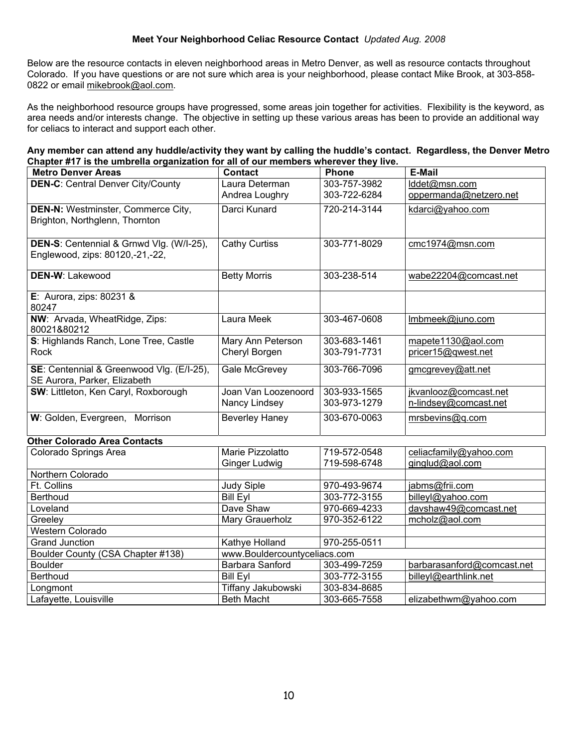**Meet Your Neighborhood Celiac Resource Contact** *Updated Aug. 2008*

Below are the resource contacts in eleven neighborhood areas in Metro Denver, as well as resource contacts throughout Colorado. If you have questions or are not sure which area is your neighborhood, please contact Mike Brook, at 303-858-0822 or email mikebrook@aol.com.

As the neighborhood resource groups have progressed, some areas join together for activities. Flexibility is the keyword, as area needs and/or interests change. The objective in setting up these various areas has been to provide an additional way for celiacs to interact and support each other.

**Any member can attend any huddle/activity they want by calling the huddle's contact. Regardless, the Denver Metro Chapter #17 is the umbrella organization for all of our members wherever they live.**

| Metro Denver Areas | Contact | Phone | E-Mail |
|---|---|---|---|
| **DEN-C**: Central Denver City/County | Laura Determan<br>Andrea Loughry | 303-757-3982<br>303-722-6284 | lddet@msn.com<br>oppermanda@netzero.net |
| **DEN-N:** Westminster, Commerce City, Brighton, Northglenn, Thornton | Darci Kunard | 720-214-3144 | kdarci@yahoo.com |
| **DEN-S**: Centennial & Grnwd Vlg. (W/I-25), Englewood, zips: 80120,-21,-22, | Cathy Curtiss | 303-771-8029 | cmc1974@msn.com |
| **DEN-W**: Lakewood | Betty Morris | 303-238-514 | wabe22204@comcast.net |
| **E**: Aurora, zips: 80231 & 80247 | | | |
| **NW**: Arvada, WheatRidge, Zips: 80021&80212 | Laura Meek | 303-467-0608 | lmbmeek@juno.com |
| **S**: Highlands Ranch, Lone Tree, Castle Rock | Mary Ann Peterson<br>Cheryl Borgen | 303-683-1461<br>303-791-7731 | mapete1130@aol.com<br>pricer15@qwest.net |
| **SE**: Centennial & Greenwood Vlg. (E/I-25), SE Aurora, Parker, Elizabeth | Gale McGrevey | 303-766-7096 | gmcgrevey@att.net |
| **SW**: Littleton, Ken Caryl, Roxborough | Joan Van Loozenoord<br>Nancy Lindsey | 303-933-1565<br>303-973-1279 | jkvanlooz@comcast.net<br>n-lindsey@comcast.net |
| **W**: Golden, Evergreen, Morrison | Beverley Haney | 303-670-0063 | mrsbevins@q.com |

**Other Colorado Area Contacts**

| Area | Contact | Phone | E-Mail |
|---|---|---|---|
| Colorado Springs Area | Marie Pizzolatto<br>Ginger Ludwig | 719-572-0548<br>719-598-6748 | celiacfamily@yahoo.com<br>ginglud@aol.com |
| Northern Colorado | | | |
| Ft. Collins | Judy Siple | 970-493-9674 | jabms@frii.com |
| Berthoud | Bill Eyl | 303-772-3155 | billeyl@yahoo.com |
| Loveland | Dave Shaw | 970-669-4233 | davshaw49@comcast.net |
| Greeley | Mary Grauerholz | 970-352-6122 | mcholz@aol.com |
| Western Colorado | | | |
| Grand Junction | Kathye Holland | 970-255-0511 | |
| Boulder County (CSA Chapter #138) | www.Bouldercountyceliacs.com | | |
| Boulder | Barbara Sanford | 303-499-7259 | barbarasanford@comcast.net |
| Berthoud | Bill Eyl | 303-772-3155 | billeyl@earthlink.net |
| Longmont | Tiffany Jakubowski | 303-834-8685 | |
| Lafayette, Louisville | Beth Macht | 303-665-7558 | elizabethwm@yahoo.com |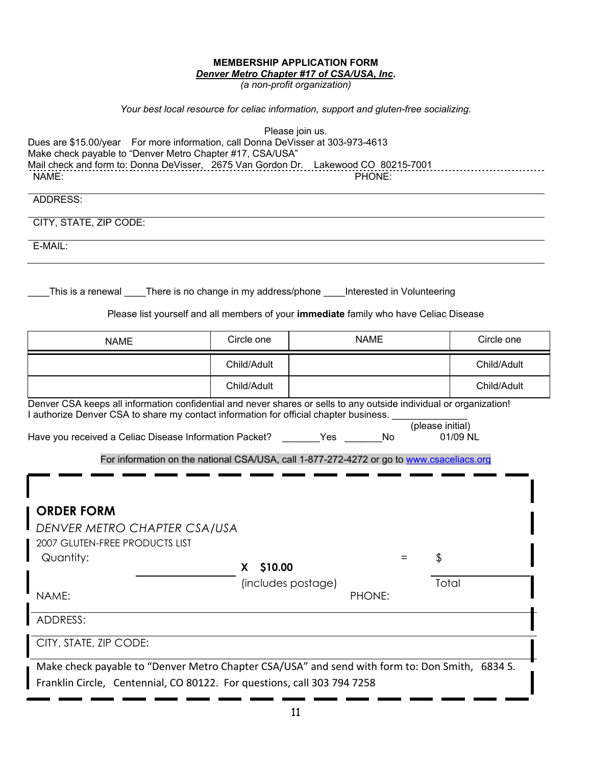**MEMBERSHIP APPLICATION FORM**

***Denver Metro Chapter #17 of CSA/USA, Inc*.**

*(a non-profit organization)*

*Your best local resource for celiac information, support and gluten-free socializing.*

Please join us.

Dues are $15.00/year For more information, call Donna DeVisser at 303-973-4613

Make check payable to "Denver Metro Chapter #17, CSA/USA"

Mail check and form to: Donna DeVisser, 2675 Van Gordon Dr. Lakewood CO 80215-7001

NAME: PHONE:

ADDRESS:

CITY, STATE, ZIP CODE:

E-MAIL:

____This is a renewal ____There is no change in my address/phone ____Interested in Volunteering

Please list yourself and all members of your **immediate** family who have Celiac Disease

| NAME | Circle one | NAME | Circle one |
|---|---|---|---|
| | Child/Adult | | Child/Adult |
| | Child/Adult | | Child/Adult |

Denver CSA keeps all information confidential and never shares or sells to any outside individual or organization!

I authorize Denver CSA to share my contact information for official chapter business. ______________ (please initial)

Have you received a Celiac Disease Information Packet? _______Yes _______No 01/09 NL

For information on the national CSA/USA, call 1-877-272-4272 or go to www.csaceliacs.org

## ORDER FORM

*DENVER METRO CHAPTER CSA/USA*

2007 GLUTEN-FREE PRODUCTS LIST

Quantity: ______________ X **$10.00** (includes postage) = $ ________ Total

NAME: PHONE:

ADDRESS:

CITY, STATE, ZIP CODE:

Make check payable to "Denver Metro Chapter CSA/USA" and send with form to: Don Smith, 6834 S. Franklin Circle, Centennial, CO 80122. For questions, call 303 794 7258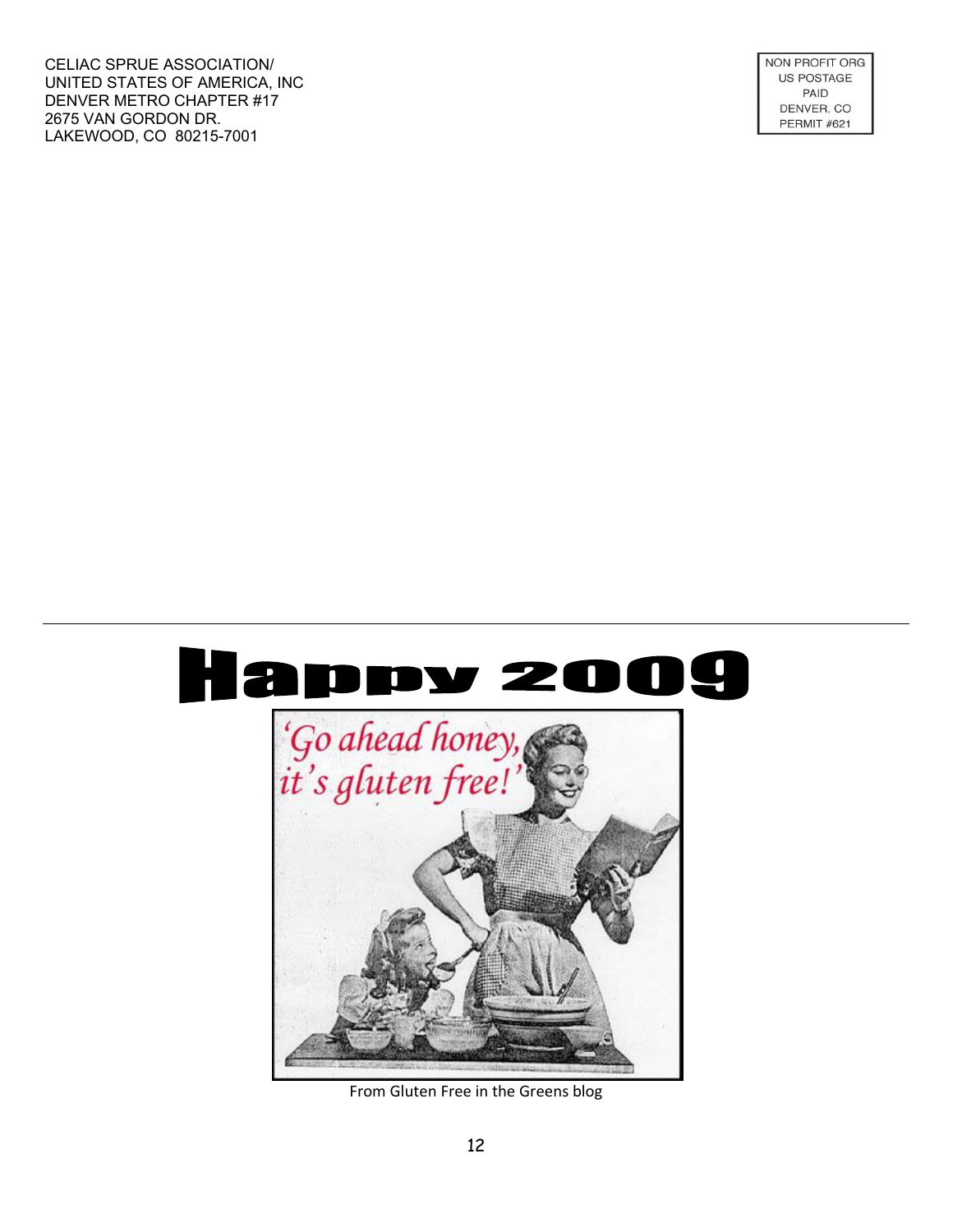CELIAC SPRUE ASSOCIATION/
UNITED STATES OF AMERICA, INC
DENVER METRO CHAPTER #17
2675 VAN GORDON DR.
LAKEWOOD, CO 80215-7001

NON PROFIT ORG
US POSTAGE
PAID
DENVER, CO
PERMIT #621

---

# Happy 2009

'Go ahead honey, it's gluten free!'

From Gluten Free in the Greens blog